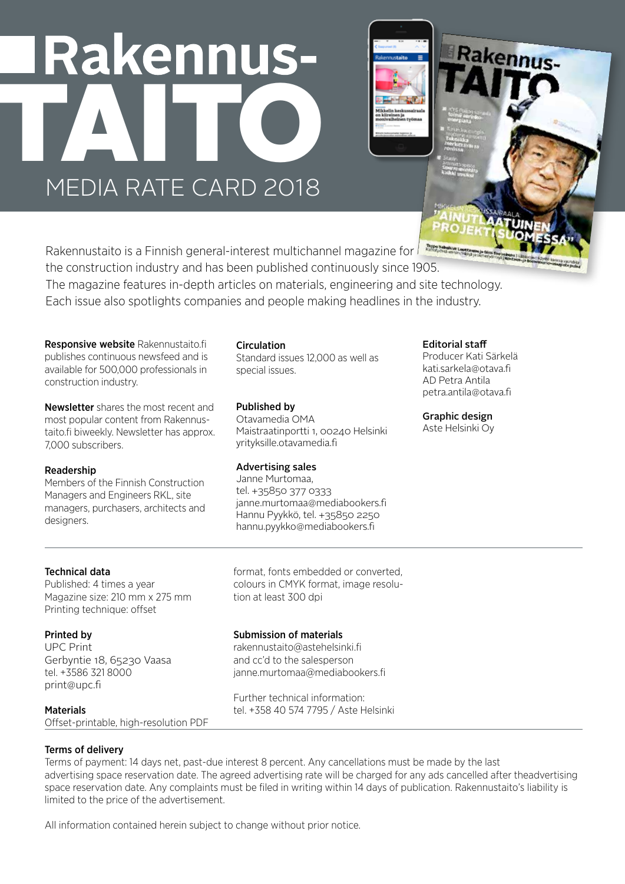# Rakennus-TAITO

## MEDIA RATE CARD 2018

Rakennustaito is a Finnish general-interest multichannel magazine for the construction industry and has been published continuously since 1905. The magazine features in-depth articles on materials, engineering and site technology. Each issue also spotlights companies and people making headlines in the industry.

**Responsive website** Rakennustaito.fi publishes continuous newsfeed and is available for 500,000 professionals in construction industry.

**Newsletter** shares the most recent and most popular content from Rakennustaito.fi biweekly. Newsletter has approx. 7,000 subscribers.

**Readership**
Members of the Finnish Construction Managers and Engineers RKL, site managers, purchasers, architects and designers.

**Circulation**
Standard issues 12,000 as well as special issues.

**Published by**
Otavamedia OMA
Maistraatinportti 1, 00240 Helsinki
yrityksille.otavamedia.fi

**Advertising sales**
Janne Murtomaa,
tel. +35850 377 0333
janne.murtomaa@mediabookers.fi
Hannu Pyykkö, tel. +35850 2250
hannu.pyykko@mediabookers.fi

**Editorial staff**
Producer Kati Särkelä
kati.sarkela@otava.fi
AD Petra Antila
petra.antila@otava.fi

**Graphic design**
Aste Helsinki Oy

---

**Technical data**
Published: 4 times a year
Magazine size: 210 mm x 275 mm
Printing technique: offset

**Printed by**
UPC Print
Gerbyntie 18, 65230 Vaasa
tel. +3586 321 8000
print@upc.fi

**Materials**
Offset-printable, high-resolution PDF format, fonts embedded or converted, colours in CMYK format, image resolution at least 300 dpi

**Submission of materials**
rakennustaito@astehelsinki.fi
and cc'd to the salesperson
janne.murtomaa@mediabookers.fi

Further technical information:
tel. +358 40 574 7795 / Aste Helsinki

---

**Terms of delivery**
Terms of payment: 14 days net, past-due interest 8 percent. Any cancellations must be made by the last advertising space reservation date. The agreed advertising rate will be charged for any ads cancelled after theadvertising space reservation date. Any complaints must be filed in writing within 14 days of publication. Rakennustaito's liability is limited to the price of the advertisement.

All information contained herein subject to change without prior notice.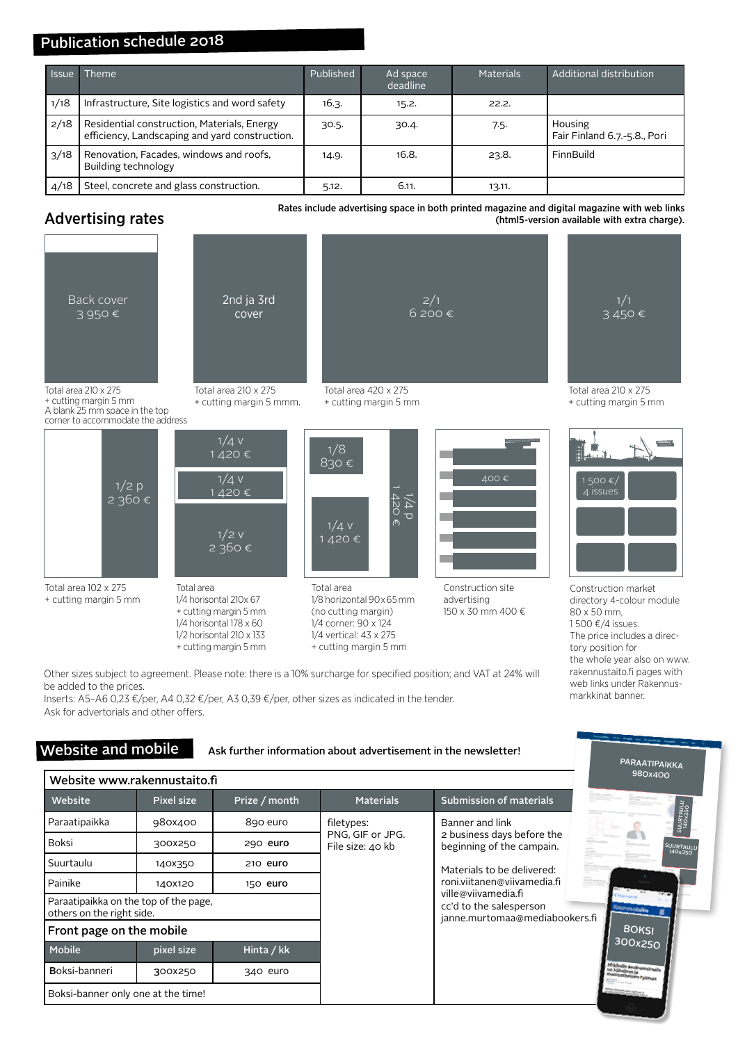## Publication schedule 2018

| Issue | Theme | Published | Ad space deadline | Materials | Additional distribution |
|---|---|---|---|---|---|
| 1/18 | Infrastructure, Site logistics and word safety | 16.3. | 15.2. | 22.2. | |
| 2/18 | Residential construction, Materials, Energy efficiency, Landscaping and yard construction. | 30.5. | 30.4. | 7.5. | Housing Fair Finland 6.7.-5.8., Pori |
| 3/18 | Renovation, Facades, windows and roofs, Building technology | 14.9. | 16.8. | 23.8. | FinnBuild |
| 4/18 | Steel, concrete and glass construction. | 5.12. | 6.11. | 13.11. | |

## Advertising rates

**Rates include advertising space in both printed magazine and digital magazine with web links (html5-version available with extra charge).**

Back cover
3 950 €

Total area 210 x 275
+ cutting margin 5 mm
A blank 25 mm space in the top corner to accommodate the address

2nd ja 3rd cover

Total area 210 x 275
+ cutting margin 5 mmm.

2/1
6 200 €

Total area 420 x 275
+ cutting margin 5 mm

1/1
3 450 €

Total area 210 x 275
+ cutting margin 5 mm

1/2 p
2 360 €

Total area 102 x 275
+ cutting margin 5 mm

1/4 v
1 420 €

1/4 v
1 420 €

1/2 v
2 360 €

Total area
1/4 horisontal 210x 67
+ cutting margin 5 mm
1/4 horisontal 178 x 60
1/2 horisontal 210 x 133
+ cutting margin 5 mm

1/8
830 €

1/4 v
1 420 €

1/4 p
1 420 €

Total area
1/8 horizontal 90x65 mm
(no cutting margin)
1/4 corner: 90 x 124
1/4 vertical: 43 x 275
+ cutting margin 5 mm

400 €

Construction site advertising
150 x 30 mm 400 €

1 500 €/
4 issues

Construction market directory 4-colour module 80 x 50 mm,
1 500 €/4 issues.
The price includes a directory position for the whole year also on www.rakennustaito.fi pages with web links under Rakennusmarkkinat banner.

Other sizes subject to agreement. Please note: there is a 10% surcharge for specified position; and VAT at 24% will be added to the prices.
Inserts: A5–A6 0,23 €/per, A4 0,32 €/per, A3 0,39 €/per, other sizes as indicated in the tender.
Ask for advertorials and other offers.

## Website and mobile

**Ask further information about advertisement in the newsletter!**

### Website www.rakennustaito.fi

| Website | Pixel size | Prize / month | Materials | Submission of materials |
|---|---|---|---|---|
| Paraatipaikka | 980x400 | 890 euro | filetypes: PNG, GIF or JPG. File size: 40 kb | Banner and link 2 business days before the beginning of the campain. Materials to be delivered: roni.viitanen@viivamedia.fi ville@viivamedia.fi cc'd to the salesperson janne.murtomaa@mediabookers.fi |
| Boksi | 300x250 | 290 **euro** | | |
| Suurtaulu | 140x350 | 210 **euro** | | |
| Painike | 140x120 | 150 **euro** | | |
| Paraatipaikka on the top of the page, others on the right side. | | | | |

### Front page on the mobile

| Mobile | pixel size | Hinta / kk |
|---|---|---|
| Boksi-banneri | 300x250 | 340 euro |
| Boksi-banner only one at the time! | | |

PARAATIPAIKKA
980x400

SUURTAULU
140x350

SUURTAULU
140x350

BOKSI
300x250